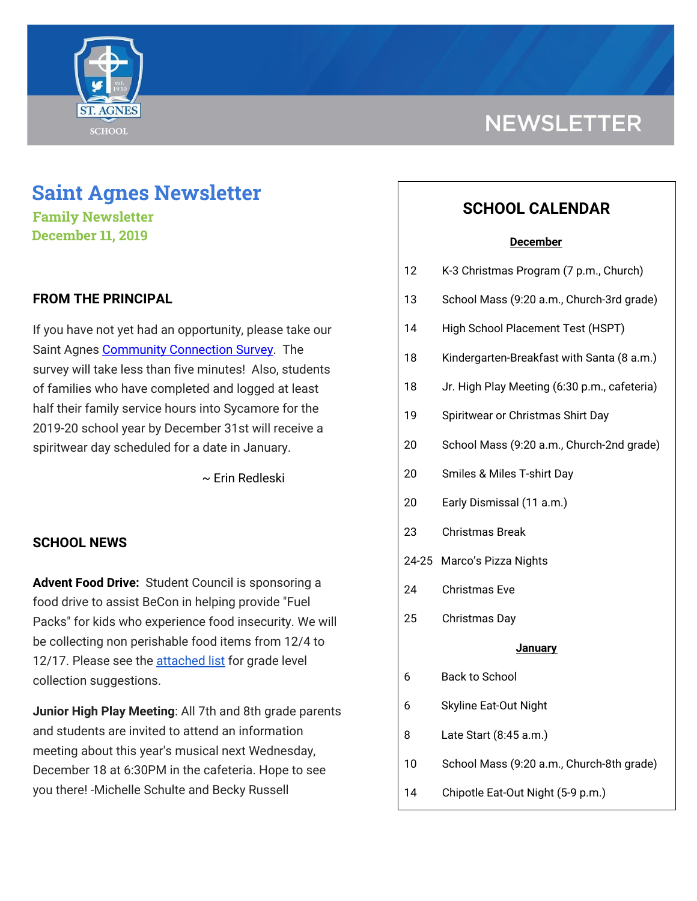# Saint Agnes Newsletter

**Family Newsletter**
**December 11, 2019**

## FROM THE PRINCIPAL

If you have not yet had an opportunity, please take our Saint Agnes Community Connection Survey. The survey will take less than five minutes! Also, students of families who have completed and logged at least half their family service hours into Sycamore for the 2019-20 school year by December 31st will receive a spiritwear day scheduled for a date in January.

~ Erin Redleski

## SCHOOL NEWS

**Advent Food Drive:** Student Council is sponsoring a food drive to assist BeCon in helping provide "Fuel Packs" for kids who experience food insecurity. We will be collecting non perishable food items from 12/4 to 12/17. Please see the attached list for grade level collection suggestions.

**Junior High Play Meeting**: All 7th and 8th grade parents and students are invited to attend an information meeting about this year's musical next Wednesday, December 18 at 6:30PM in the cafeteria. Hope to see you there! -Michelle Schulte and Becky Russell

## SCHOOL CALENDAR

**December**

| | |
|---|---|
| 12 | K-3 Christmas Program (7 p.m., Church) |
| 13 | School Mass (9:20 a.m., Church-3rd grade) |
| 14 | High School Placement Test (HSPT) |
| 18 | Kindergarten-Breakfast with Santa (8 a.m.) |
| 18 | Jr. High Play Meeting (6:30 p.m., cafeteria) |
| 19 | Spiritwear or Christmas Shirt Day |
| 20 | School Mass (9:20 a.m., Church-2nd grade) |
| 20 | Smiles & Miles T-shirt Day |
| 20 | Early Dismissal (11 a.m.) |
| 23 | Christmas Break |
| 24-25 | Marco's Pizza Nights |
| 24 | Christmas Eve |
| 25 | Christmas Day |

**January**

| | |
|---|---|
| 6 | Back to School |
| 6 | Skyline Eat-Out Night |
| 8 | Late Start (8:45 a.m.) |
| 10 | School Mass (9:20 a.m., Church-8th grade) |
| 14 | Chipotle Eat-Out Night (5-9 p.m.) |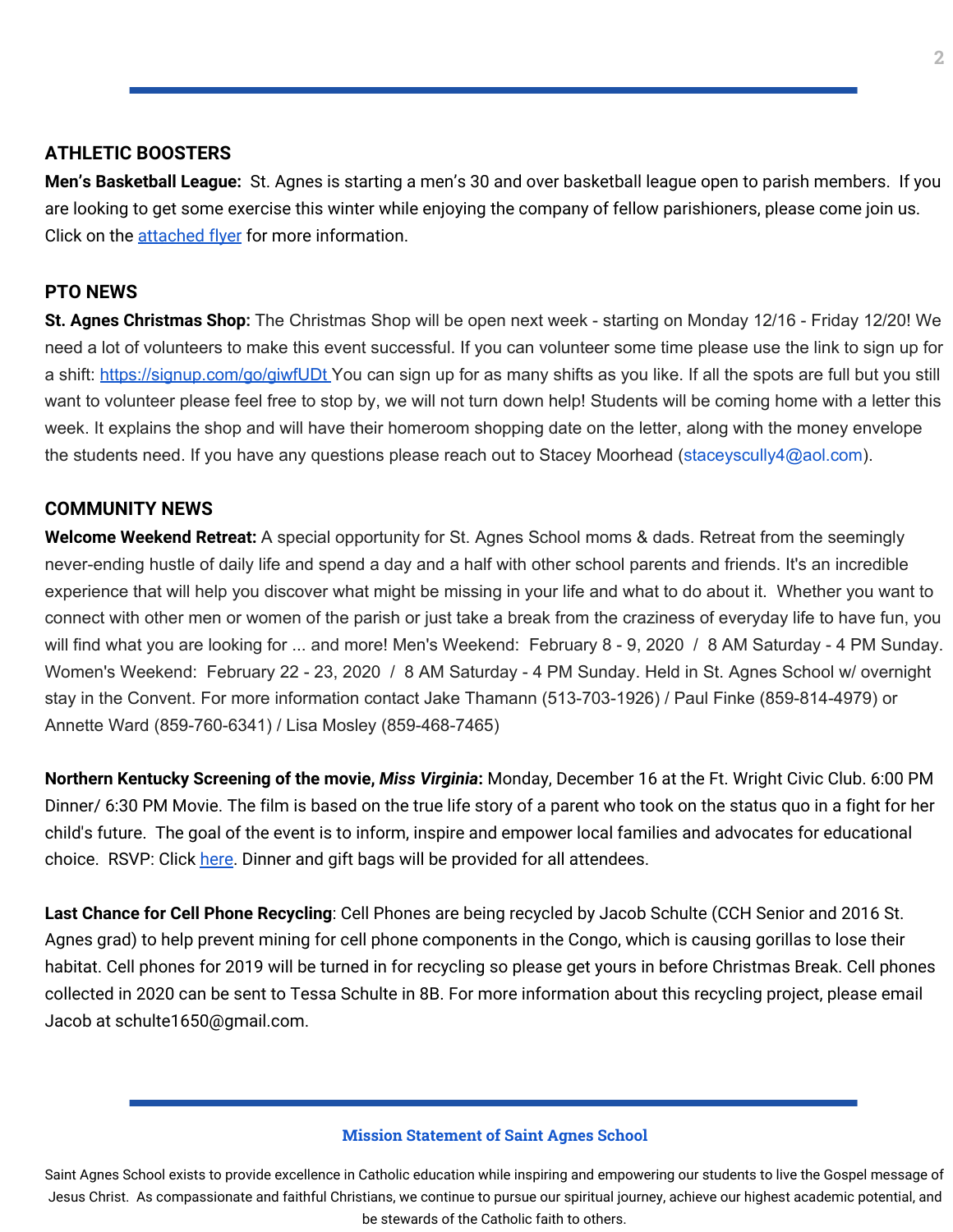## ATHLETIC BOOSTERS

**Men's Basketball League:** St. Agnes is starting a men's 30 and over basketball league open to parish members. If you are looking to get some exercise this winter while enjoying the company of fellow parishioners, please come join us. Click on the attached flyer for more information.

## PTO NEWS

**St. Agnes Christmas Shop:** The Christmas Shop will be open next week - starting on Monday 12/16 - Friday 12/20! We need a lot of volunteers to make this event successful. If you can volunteer some time please use the link to sign up for a shift: https://signup.com/go/giwfUDt You can sign up for as many shifts as you like. If all the spots are full but you still want to volunteer please feel free to stop by, we will not turn down help! Students will be coming home with a letter this week. It explains the shop and will have their homeroom shopping date on the letter, along with the money envelope the students need. If you have any questions please reach out to Stacey Moorhead (staceyscully4@aol.com).

## COMMUNITY NEWS

**Welcome Weekend Retreat:** A special opportunity for St. Agnes School moms & dads. Retreat from the seemingly never-ending hustle of daily life and spend a day and a half with other school parents and friends. It's an incredible experience that will help you discover what might be missing in your life and what to do about it. Whether you want to connect with other men or women of the parish or just take a break from the craziness of everyday life to have fun, you will find what you are looking for ... and more! Men's Weekend: February 8 - 9, 2020 / 8 AM Saturday - 4 PM Sunday. Women's Weekend: February 22 - 23, 2020 / 8 AM Saturday - 4 PM Sunday. Held in St. Agnes School w/ overnight stay in the Convent. For more information contact Jake Thamann (513-703-1926) / Paul Finke (859-814-4979) or Annette Ward (859-760-6341) / Lisa Mosley (859-468-7465)

**Northern Kentucky Screening of the movie, *Miss Virginia*:** Monday, December 16 at the Ft. Wright Civic Club. 6:00 PM Dinner/ 6:30 PM Movie. The film is based on the true life story of a parent who took on the status quo in a fight for her child's future. The goal of the event is to inform, inspire and empower local families and advocates for educational choice. RSVP: Click here. Dinner and gift bags will be provided for all attendees.

**Last Chance for Cell Phone Recycling**: Cell Phones are being recycled by Jacob Schulte (CCH Senior and 2016 St. Agnes grad) to help prevent mining for cell phone components in the Congo, which is causing gorillas to lose their habitat. Cell phones for 2019 will be turned in for recycling so please get yours in before Christmas Break. Cell phones collected in 2020 can be sent to Tessa Schulte in 8B. For more information about this recycling project, please email Jacob at schulte1650@gmail.com.

---

**Mission Statement of Saint Agnes School**

Saint Agnes School exists to provide excellence in Catholic education while inspiring and empowering our students to live the Gospel message of Jesus Christ. As compassionate and faithful Christians, we continue to pursue our spiritual journey, achieve our highest academic potential, and be stewards of the Catholic faith to others.